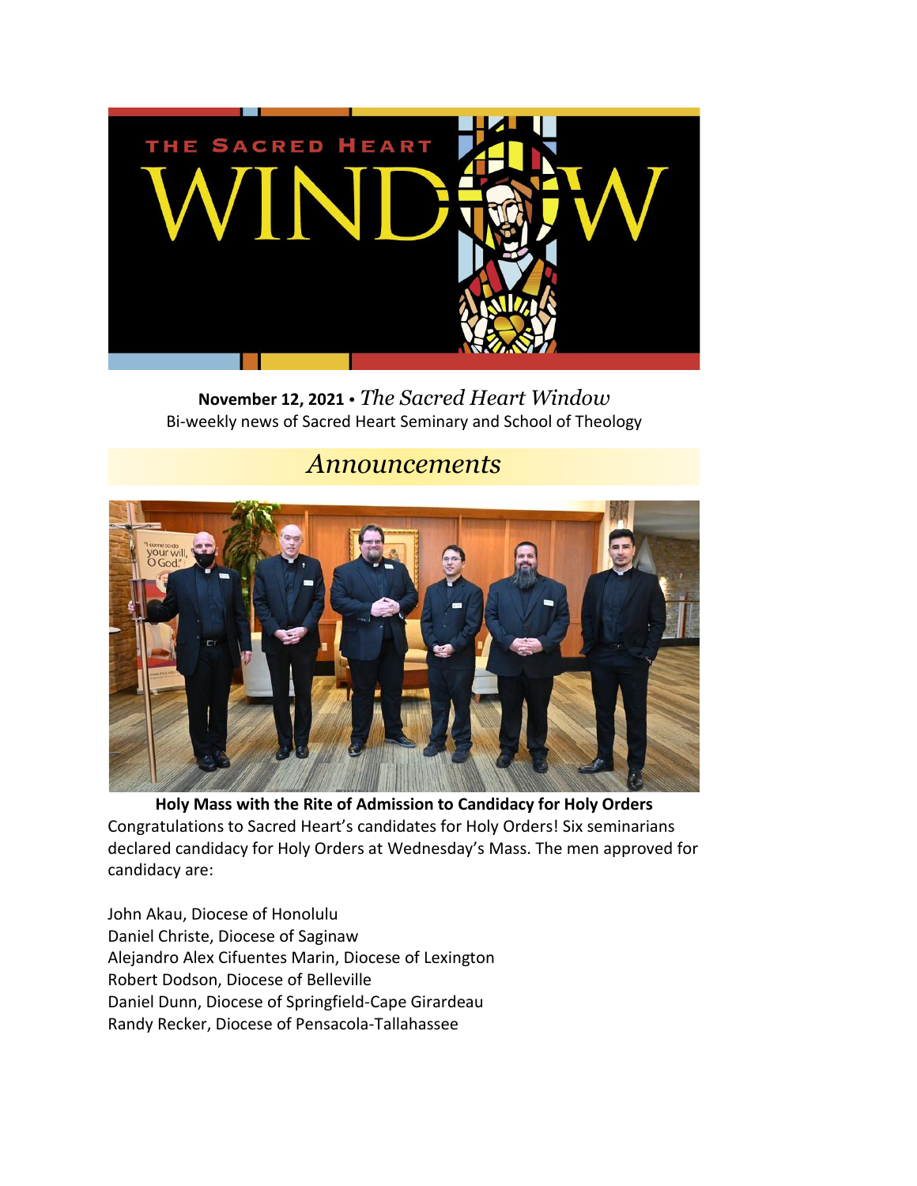**November 12, 2021** • *The Sacred Heart Window*
Bi-weekly news of Sacred Heart Seminary and School of Theology

## *Announcements*

**Holy Mass with the Rite of Admission to Candidacy for Holy Orders**

Congratulations to Sacred Heart's candidates for Holy Orders! Six seminarians declared candidacy for Holy Orders at Wednesday's Mass. The men approved for candidacy are:

John Akau, Diocese of Honolulu
Daniel Christe, Diocese of Saginaw
Alejandro Alex Cifuentes Marin, Diocese of Lexington
Robert Dodson, Diocese of Belleville
Daniel Dunn, Diocese of Springfield-Cape Girardeau
Randy Recker, Diocese of Pensacola-Tallahassee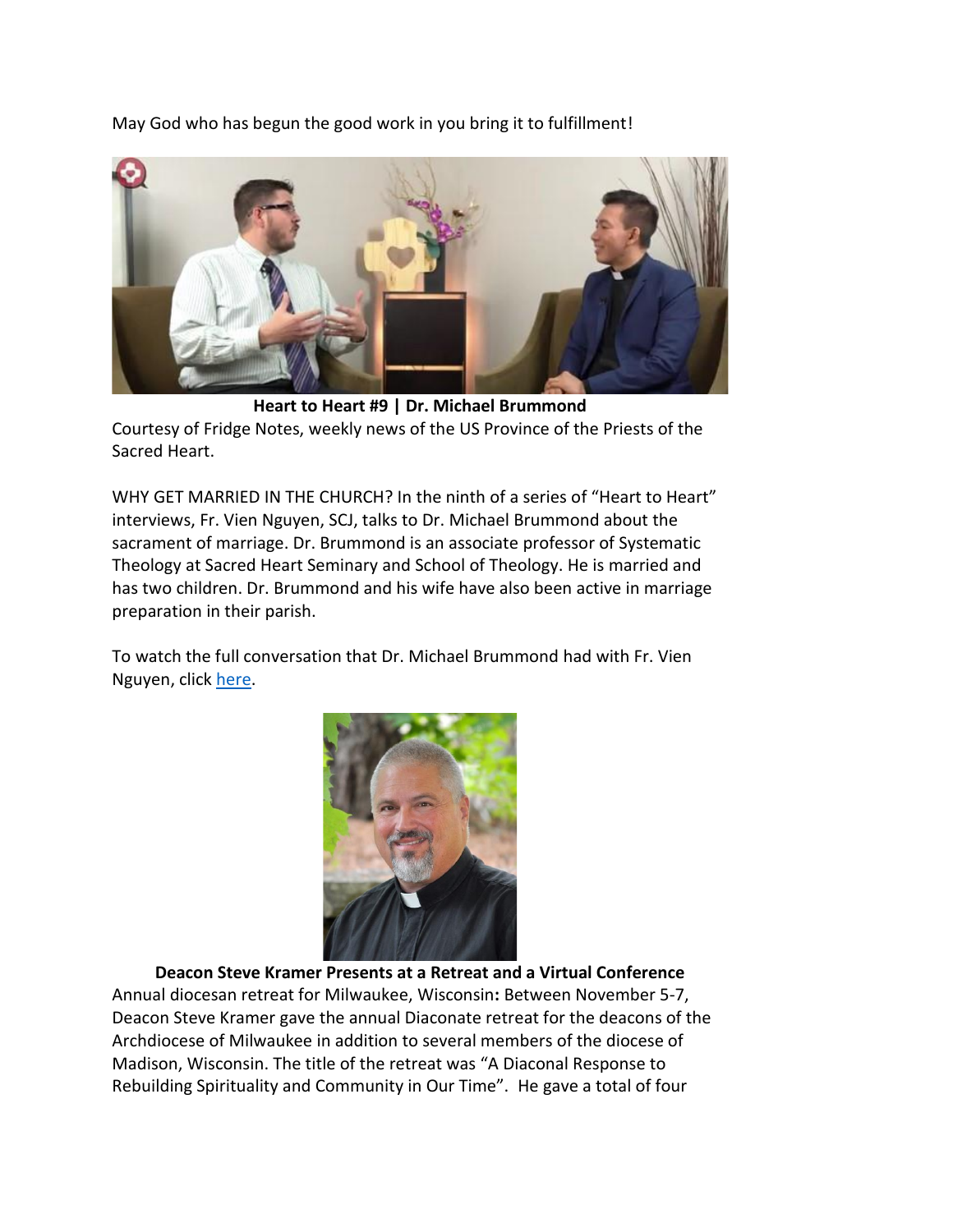May God who has begun the good work in you bring it to fulfillment!

**Heart to Heart #9 | Dr. Michael Brummond**

Courtesy of Fridge Notes, weekly news of the US Province of the Priests of the Sacred Heart.

WHY GET MARRIED IN THE CHURCH? In the ninth of a series of "Heart to Heart" interviews, Fr. Vien Nguyen, SCJ, talks to Dr. Michael Brummond about the sacrament of marriage. Dr. Brummond is an associate professor of Systematic Theology at Sacred Heart Seminary and School of Theology. He is married and has two children. Dr. Brummond and his wife have also been active in marriage preparation in their parish.

To watch the full conversation that Dr. Michael Brummond had with Fr. Vien Nguyen, click here.

**Deacon Steve Kramer Presents at a Retreat and a Virtual Conference**

Annual diocesan retreat for Milwaukee, Wisconsin**:** Between November 5-7, Deacon Steve Kramer gave the annual Diaconate retreat for the deacons of the Archdiocese of Milwaukee in addition to several members of the diocese of Madison, Wisconsin. The title of the retreat was "A Diaconal Response to Rebuilding Spirituality and Community in Our Time". He gave a total of four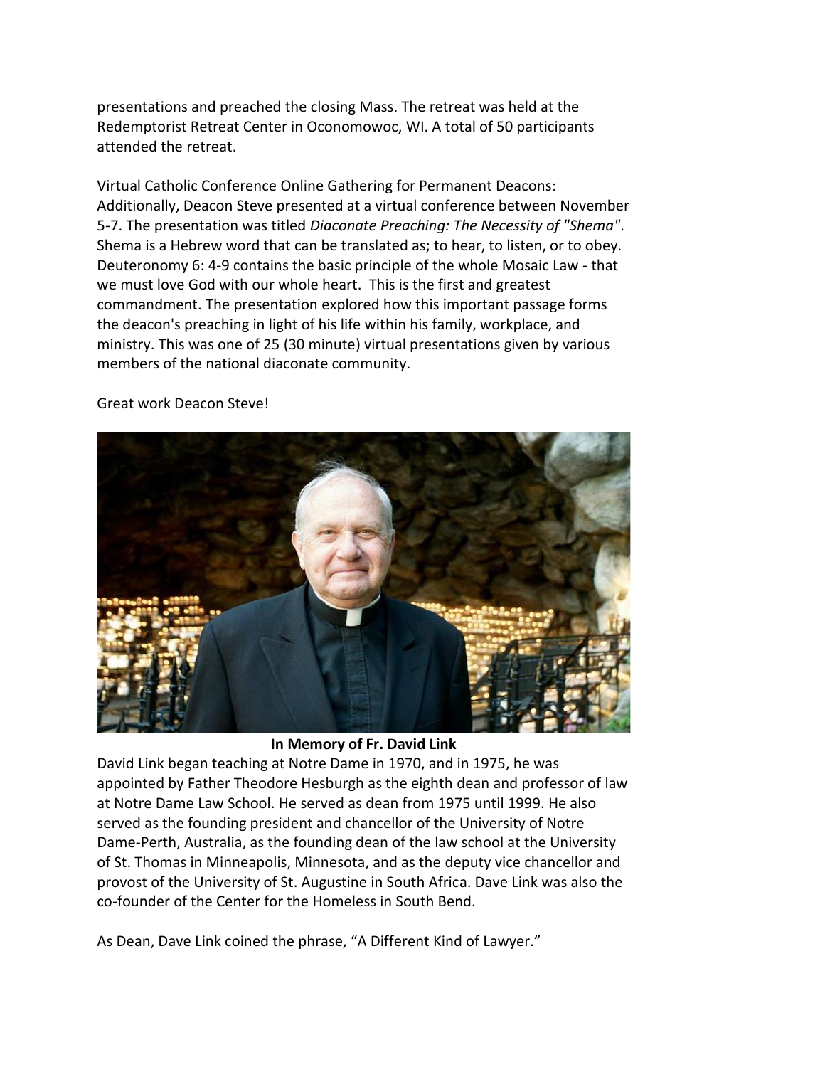presentations and preached the closing Mass. The retreat was held at the Redemptorist Retreat Center in Oconomowoc, WI. A total of 50 participants attended the retreat.

Virtual Catholic Conference Online Gathering for Permanent Deacons: Additionally, Deacon Steve presented at a virtual conference between November 5-7. The presentation was titled *Diaconate Preaching: The Necessity of "Shema"*. Shema is a Hebrew word that can be translated as; to hear, to listen, or to obey. Deuteronomy 6: 4-9 contains the basic principle of the whole Mosaic Law - that we must love God with our whole heart. This is the first and greatest commandment. The presentation explored how this important passage forms the deacon's preaching in light of his life within his family, workplace, and ministry. This was one of 25 (30 minute) virtual presentations given by various members of the national diaconate community.

Great work Deacon Steve!

**In Memory of Fr. David Link**

David Link began teaching at Notre Dame in 1970, and in 1975, he was appointed by Father Theodore Hesburgh as the eighth dean and professor of law at Notre Dame Law School. He served as dean from 1975 until 1999. He also served as the founding president and chancellor of the University of Notre Dame-Perth, Australia, as the founding dean of the law school at the University of St. Thomas in Minneapolis, Minnesota, and as the deputy vice chancellor and provost of the University of St. Augustine in South Africa. Dave Link was also the co-founder of the Center for the Homeless in South Bend.

As Dean, Dave Link coined the phrase, "A Different Kind of Lawyer."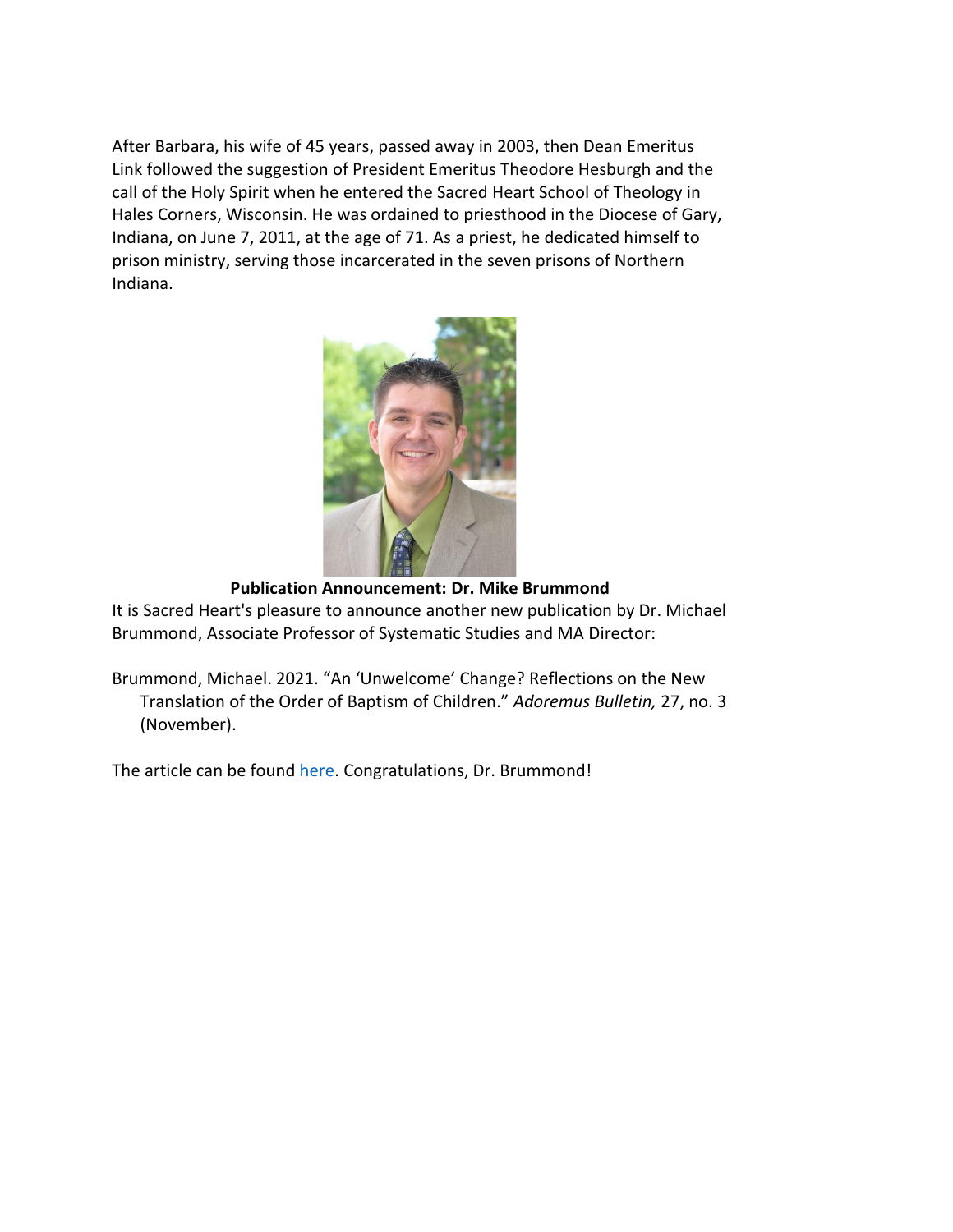After Barbara, his wife of 45 years, passed away in 2003, then Dean Emeritus Link followed the suggestion of President Emeritus Theodore Hesburgh and the call of the Holy Spirit when he entered the Sacred Heart School of Theology in Hales Corners, Wisconsin. He was ordained to priesthood in the Diocese of Gary, Indiana, on June 7, 2011, at the age of 71. As a priest, he dedicated himself to prison ministry, serving those incarcerated in the seven prisons of Northern Indiana.

**Publication Announcement: Dr. Mike Brummond**

It is Sacred Heart's pleasure to announce another new publication by Dr. Michael Brummond, Associate Professor of Systematic Studies and MA Director:

Brummond, Michael. 2021. "An 'Unwelcome' Change? Reflections on the New Translation of the Order of Baptism of Children." *Adoremus Bulletin,* 27, no. 3 (November).

The article can be found here. Congratulations, Dr. Brummond!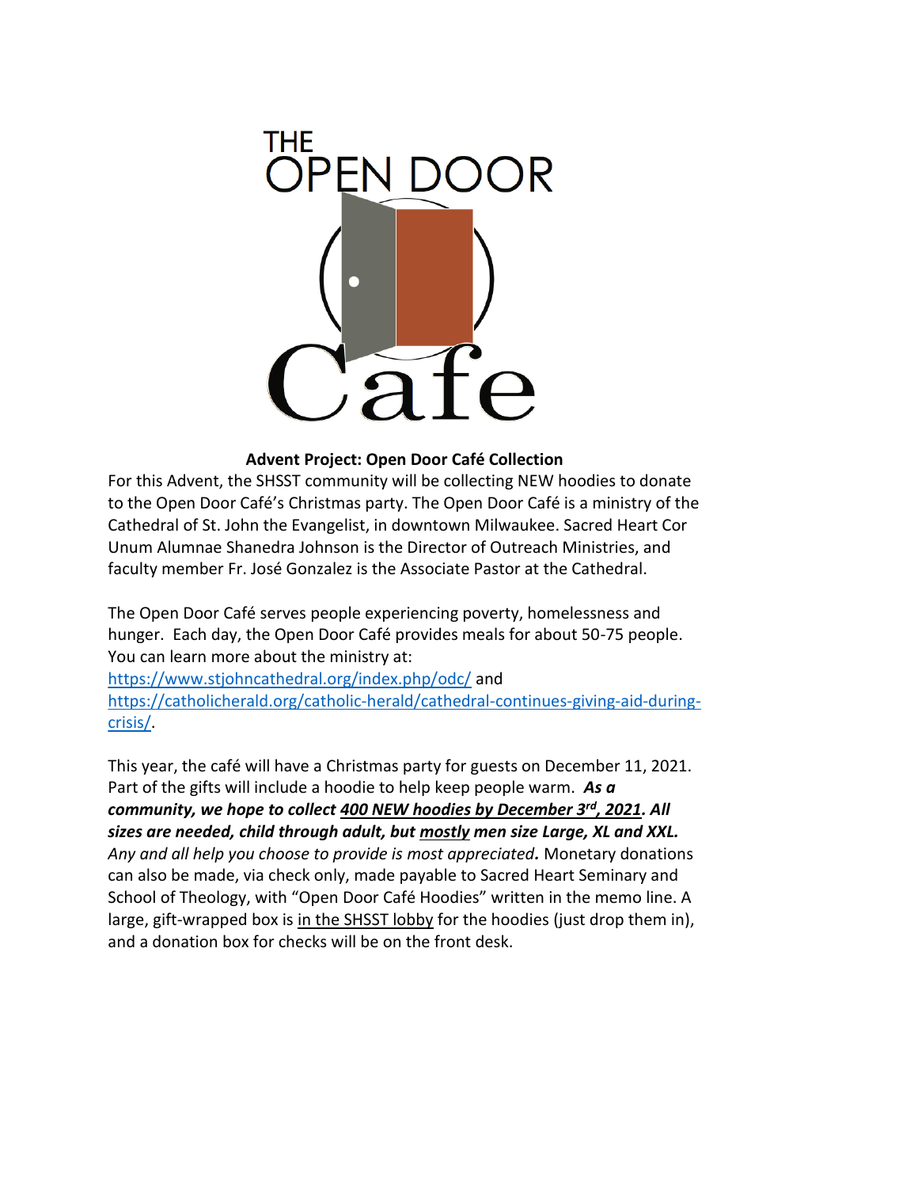THE
OPEN DOOR
Cafe

**Advent Project: Open Door Café Collection**

For this Advent, the SHSST community will be collecting NEW hoodies to donate to the Open Door Café's Christmas party. The Open Door Café is a ministry of the Cathedral of St. John the Evangelist, in downtown Milwaukee. Sacred Heart Cor Unum Alumnae Shanedra Johnson is the Director of Outreach Ministries, and faculty member Fr. José Gonzalez is the Associate Pastor at the Cathedral.

The Open Door Café serves people experiencing poverty, homelessness and hunger. Each day, the Open Door Café provides meals for about 50-75 people. You can learn more about the ministry at:
https://www.stjohncathedral.org/index.php/odc/ and
https://catholicherald.org/catholic-herald/cathedral-continues-giving-aid-during-crisis/.

This year, the café will have a Christmas party for guests on December 11, 2021. Part of the gifts will include a hoodie to help keep people warm. ***As a community, we hope to collect <u>400 NEW hoodies by December 3rd, 2021</u>. All sizes are needed, child through adult, but <u>mostly</u> men size Large, XL and XXL.*** *Any and all help you choose to provide is most appreciated.* Monetary donations can also be made, via check only, made payable to Sacred Heart Seminary and School of Theology, with "Open Door Café Hoodies" written in the memo line. A large, gift-wrapped box is <u>in the SHSST lobby</u> for the hoodies (just drop them in), and a donation box for checks will be on the front desk.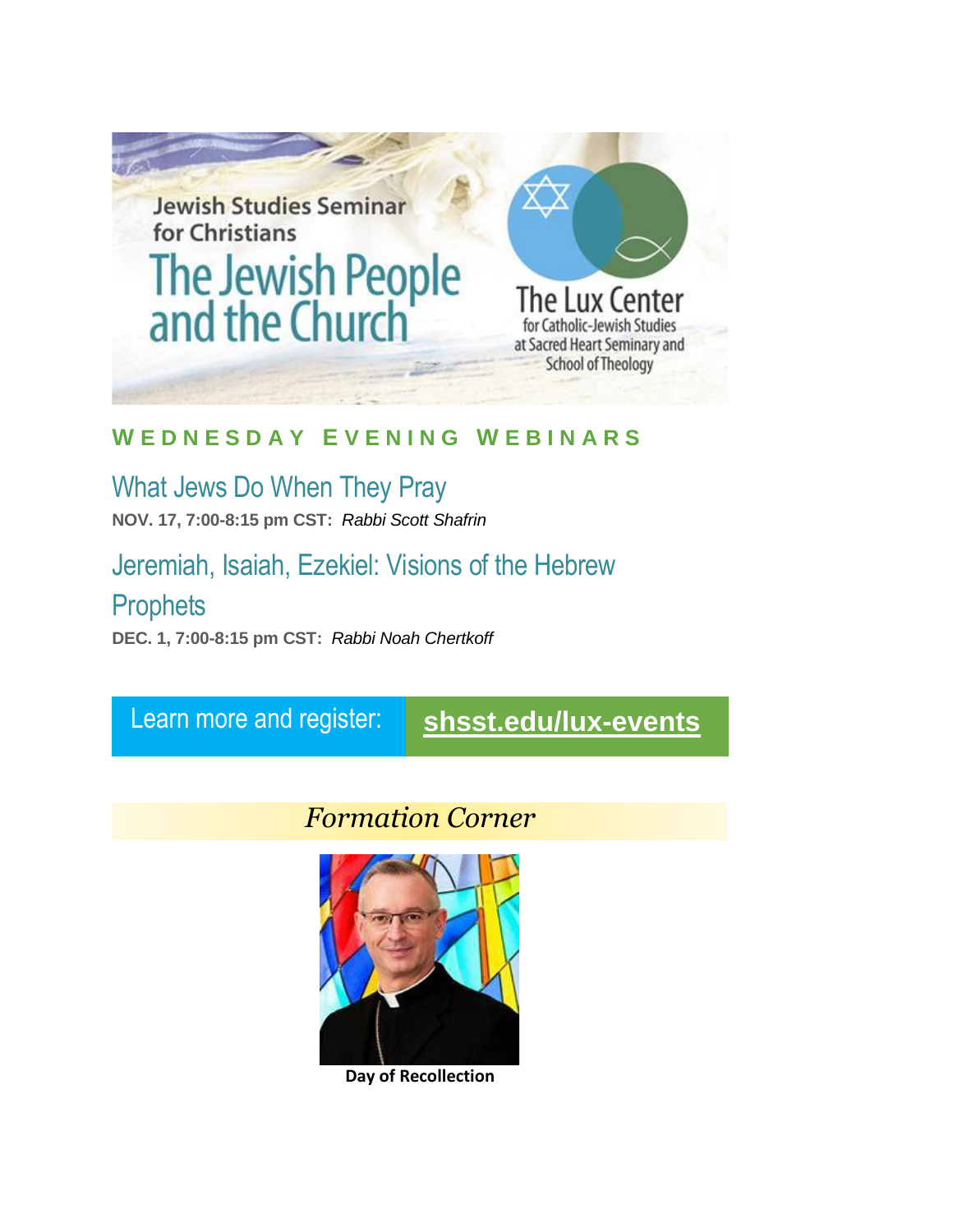Jewish Studies Seminar for Christians

# The Jewish People and the Church

The Lux Center for Catholic-Jewish Studies at Sacred Heart Seminary and School of Theology

## WEDNESDAY EVENING WEBINARS

### What Jews Do When They Pray

**NOV. 17, 7:00-8:15 pm CST:** *Rabbi Scott Shafrin*

### Jeremiah, Isaiah, Ezekiel: Visions of the Hebrew Prophets

**DEC. 1, 7:00-8:15 pm CST:** *Rabbi Noah Chertkoff*

Learn more and register: **shsst.edu/lux-events**

## *Formation Corner*

**Day of Recollection**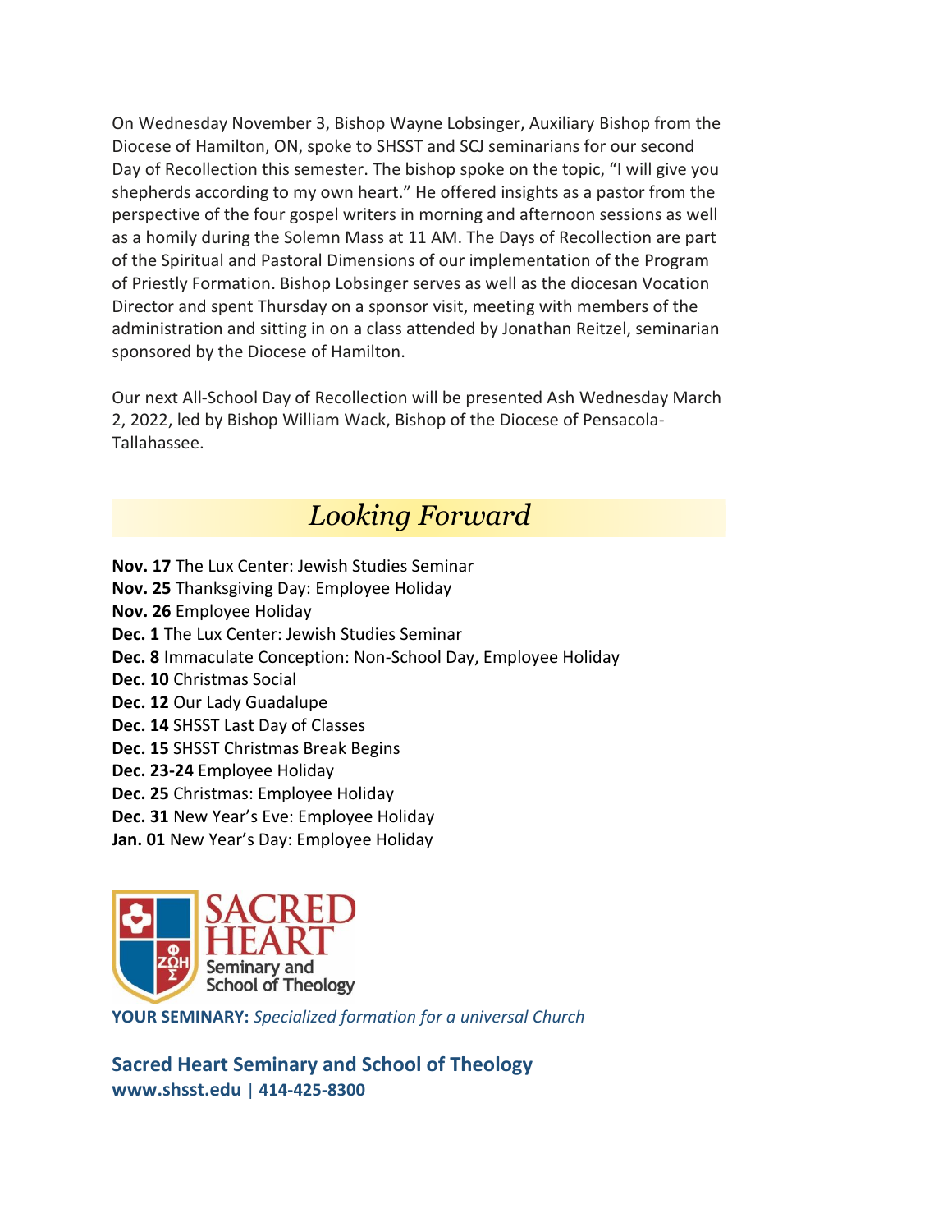On Wednesday November 3, Bishop Wayne Lobsinger, Auxiliary Bishop from the Diocese of Hamilton, ON, spoke to SHSST and SCJ seminarians for our second Day of Recollection this semester. The bishop spoke on the topic, "I will give you shepherds according to my own heart." He offered insights as a pastor from the perspective of the four gospel writers in morning and afternoon sessions as well as a homily during the Solemn Mass at 11 AM. The Days of Recollection are part of the Spiritual and Pastoral Dimensions of our implementation of the Program of Priestly Formation. Bishop Lobsinger serves as well as the diocesan Vocation Director and spent Thursday on a sponsor visit, meeting with members of the administration and sitting in on a class attended by Jonathan Reitzel, seminarian sponsored by the Diocese of Hamilton.

Our next All-School Day of Recollection will be presented Ash Wednesday March 2, 2022, led by Bishop William Wack, Bishop of the Diocese of Pensacola-Tallahassee.

## *Looking Forward*

**Nov. 17** The Lux Center: Jewish Studies Seminar
**Nov. 25** Thanksgiving Day: Employee Holiday
**Nov. 26** Employee Holiday
**Dec. 1** The Lux Center: Jewish Studies Seminar
**Dec. 8** Immaculate Conception: Non-School Day, Employee Holiday
**Dec. 10** Christmas Social
**Dec. 12** Our Lady Guadalupe
**Dec. 14** SHSST Last Day of Classes
**Dec. 15** SHSST Christmas Break Begins
**Dec. 23-24** Employee Holiday
**Dec. 25** Christmas: Employee Holiday
**Dec. 31** New Year's Eve: Employee Holiday
**Jan. 01** New Year's Day: Employee Holiday

SACRED HEART Seminary and School of Theology

**YOUR SEMINARY:** *Specialized formation for a universal Church*

**Sacred Heart Seminary and School of Theology**
**www.shsst.edu** | **414-425-8300**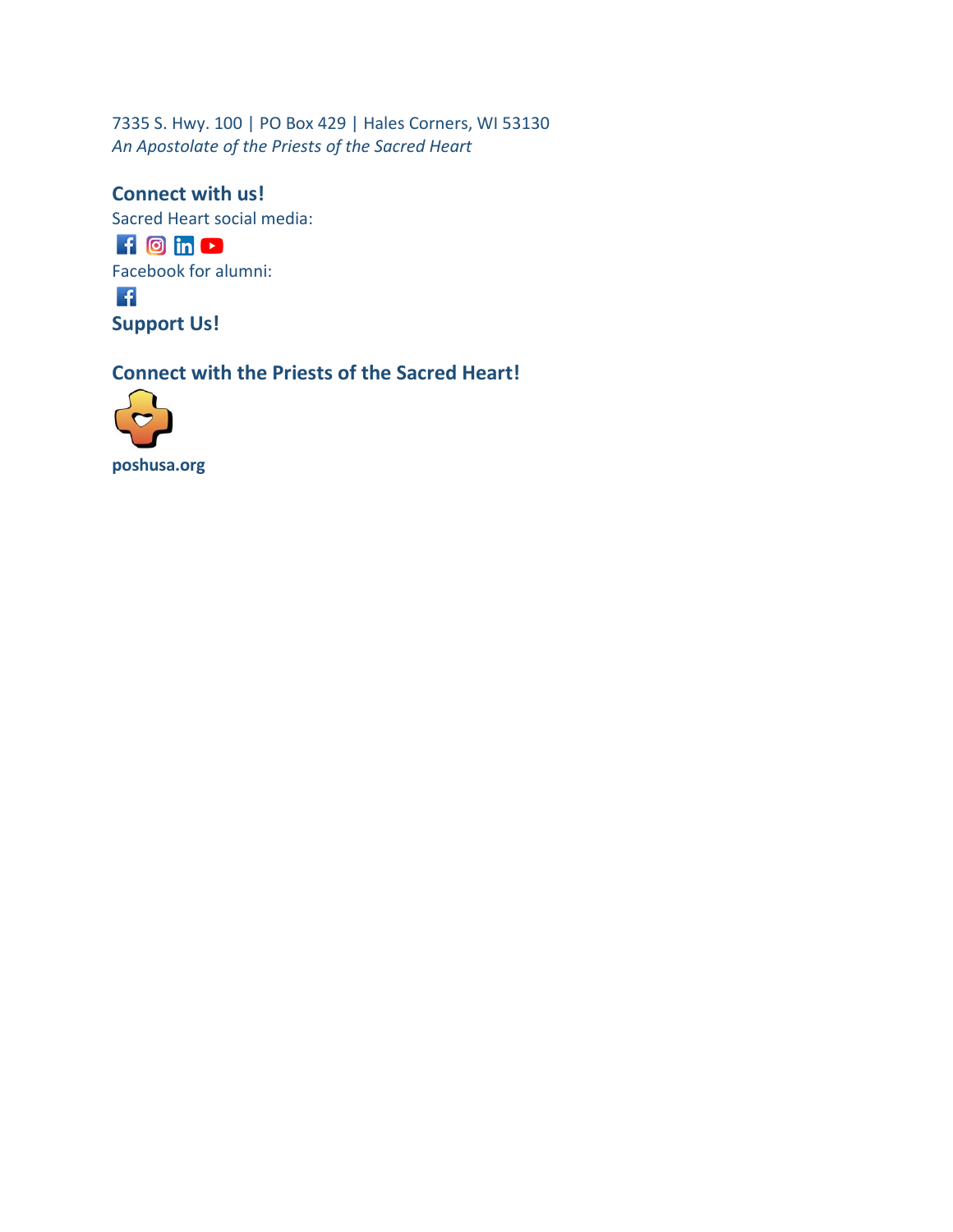7335 S. Hwy. 100 | PO Box 429 | Hales Corners, WI 53130
*An Apostolate of the Priests of the Sacred Heart*

## Connect with us!

Sacred Heart social media:

Facebook for alumni:

## Support Us!

## Connect with the Priests of the Sacred Heart!

**poshusa.org**